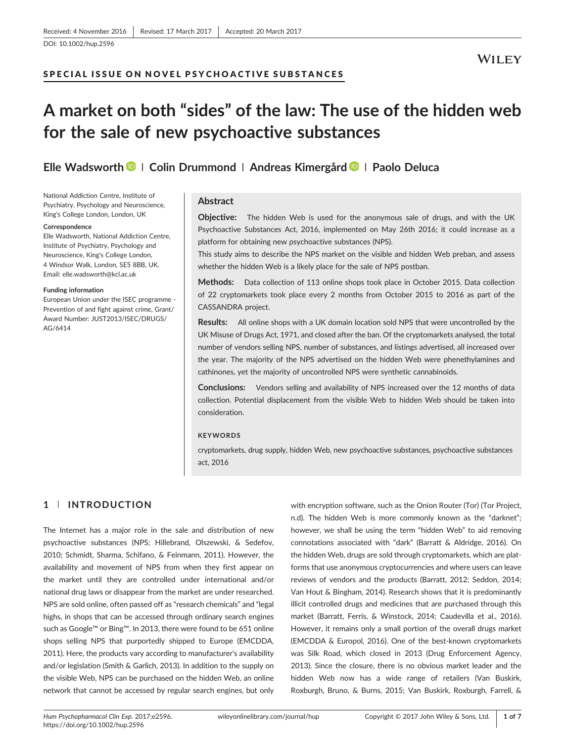Received: 4 November 2016 | Revised: 17 March 2017 | Accepted: 20 March 2017

DOI: 10.1002/hup.2596

SPECIAL ISSUE ON NOVEL PSYCHOACTIVE SUBSTANCES

# A market on both "sides" of the law: The use of the hidden web for the sale of new psychoactive substances

**Elle Wadsworth | Colin Drummond | Andreas Kimergård | Paolo Deluca**

National Addiction Centre, Institute of Psychiatry, Psychology and Neuroscience, King's College London, London, UK

**Correspondence**
Elle Wadsworth, National Addiction Centre, Institute of Psychiatry, Psychology and Neuroscience, King's College London, 4 Windsor Walk, London, SE5 8BB, UK.
Email: elle.wadsworth@kcl.ac.uk

**Funding information**
European Union under the ISEC programme - Prevention of and fight against crime, Grant/Award Number: JUST2013/ISEC/DRUGS/AG/6414

## Abstract

**Objective:** The hidden Web is used for the anonymous sale of drugs, and with the UK Psychoactive Substances Act, 2016, implemented on May 26th 2016; it could increase as a platform for obtaining new psychoactive substances (NPS).
This study aims to describe the NPS market on the visible and hidden Web preban, and assess whether the hidden Web is a likely place for the sale of NPS postban.

**Methods:** Data collection of 113 online shops took place in October 2015. Data collection of 22 cryptomarkets took place every 2 months from October 2015 to 2016 as part of the CASSANDRA project.

**Results:** All online shops with a UK domain location sold NPS that were uncontrolled by the UK Misuse of Drugs Act, 1971, and closed after the ban. Of the cryptomarkets analysed, the total number of vendors selling NPS, number of substances, and listings advertised, all increased over the year. The majority of the NPS advertised on the hidden Web were phenethylamines and cathinones, yet the majority of uncontrolled NPS were synthetic cannabinoids.

**Conclusions:** Vendors selling and availability of NPS increased over the 12 months of data collection. Potential displacement from the visible Web to hidden Web should be taken into consideration.

**KEYWORDS**

cryptomarkets, drug supply, hidden Web, new psychoactive substances, psychoactive substances act, 2016

## 1 | INTRODUCTION

The Internet has a major role in the sale and distribution of new psychoactive substances (NPS; Hillebrand, Olszewski, & Sedefov, 2010; Schmidt, Sharma, Schifano, & Feinmann, 2011). However, the availability and movement of NPS from when they first appear on the market until they are controlled under international and/or national drug laws or disappear from the market are under researched. NPS are sold online, often passed off as "research chemicals" and "legal highs, in shops that can be accessed through ordinary search engines such as Google™ or Bing™. In 2013, there were found to be 651 online shops selling NPS that purportedly shipped to Europe (EMCDDA, 2011). Here, the products vary according to manufacturer's availability and/or legislation (Smith & Garlich, 2013). In addition to the supply on the visible Web, NPS can be purchased on the hidden Web, an online network that cannot be accessed by regular search engines, but only with encryption software, such as the Onion Router (Tor) (Tor Project, n.d). The hidden Web is more commonly known as the "darknet"; however, we shall be using the term "hidden Web" to aid removing connotations associated with "dark" (Barratt & Aldridge, 2016). On the hidden Web, drugs are sold through cryptomarkets, which are platforms that use anonymous cryptocurrencies and where users can leave reviews of vendors and the products (Barratt, 2012; Seddon, 2014; Van Hout & Bingham, 2014). Research shows that it is predominantly illicit controlled drugs and medicines that are purchased through this market (Barratt, Ferris, & Winstock, 2014; Caudevilla et al., 2016). However, it remains only a small portion of the overall drugs market (EMCDDA & Europol, 2016). One of the best-known cryptomarkets was Silk Road, which closed in 2013 (Drug Enforcement Agency, 2013). Since the closure, there is no obvious market leader and the hidden Web now has a wide range of retailers (Van Buskirk, Roxburgh, Bruno, & Burns, 2015; Van Buskirk, Roxburgh, Farrell, &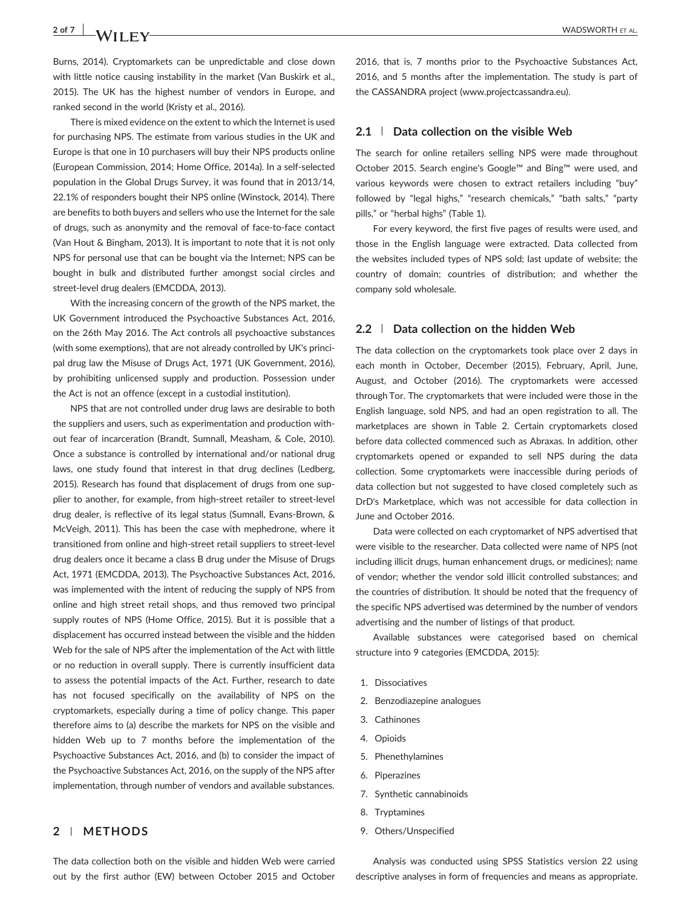Burns, 2014). Cryptomarkets can be unpredictable and close down with little notice causing instability in the market (Van Buskirk et al., 2015). The UK has the highest number of vendors in Europe, and ranked second in the world (Kristy et al., 2016).

There is mixed evidence on the extent to which the Internet is used for purchasing NPS. The estimate from various studies in the UK and Europe is that one in 10 purchasers will buy their NPS products online (European Commission, 2014; Home Office, 2014a). In a self-selected population in the Global Drugs Survey, it was found that in 2013/14, 22.1% of responders bought their NPS online (Winstock, 2014). There are benefits to both buyers and sellers who use the Internet for the sale of drugs, such as anonymity and the removal of face-to-face contact (Van Hout & Bingham, 2013). It is important to note that it is not only NPS for personal use that can be bought via the Internet; NPS can be bought in bulk and distributed further amongst social circles and street-level drug dealers (EMCDDA, 2013).

With the increasing concern of the growth of the NPS market, the UK Government introduced the Psychoactive Substances Act, 2016, on the 26th May 2016. The Act controls all psychoactive substances (with some exemptions), that are not already controlled by UK's principal drug law the Misuse of Drugs Act, 1971 (UK Government, 2016), by prohibiting unlicensed supply and production. Possession under the Act is not an offence (except in a custodial institution).

NPS that are not controlled under drug laws are desirable to both the suppliers and users, such as experimentation and production without fear of incarceration (Brandt, Sumnall, Measham, & Cole, 2010). Once a substance is controlled by international and/or national drug laws, one study found that interest in that drug declines (Ledberg, 2015). Research has found that displacement of drugs from one supplier to another, for example, from high-street retailer to street-level drug dealer, is reflective of its legal status (Sumnall, Evans-Brown, & McVeigh, 2011). This has been the case with mephedrone, where it transitioned from online and high-street retail suppliers to street-level drug dealers once it became a class B drug under the Misuse of Drugs Act, 1971 (EMCDDA, 2013). The Psychoactive Substances Act, 2016, was implemented with the intent of reducing the supply of NPS from online and high street retail shops, and thus removed two principal supply routes of NPS (Home Office, 2015). But it is possible that a displacement has occurred instead between the visible and the hidden Web for the sale of NPS after the implementation of the Act with little or no reduction in overall supply. There is currently insufficient data to assess the potential impacts of the Act. Further, research to date has not focused specifically on the availability of NPS on the cryptomarkets, especially during a time of policy change. This paper therefore aims to (a) describe the markets for NPS on the visible and hidden Web up to 7 months before the implementation of the Psychoactive Substances Act, 2016, and (b) to consider the impact of the Psychoactive Substances Act, 2016, on the supply of the NPS after implementation, through number of vendors and available substances.

## 2 | METHODS

The data collection both on the visible and hidden Web were carried out by the first author (EW) between October 2015 and October 2016, that is, 7 months prior to the Psychoactive Substances Act, 2016, and 5 months after the implementation. The study is part of the CASSANDRA project (www.projectcassandra.eu).

### 2.1 | Data collection on the visible Web

The search for online retailers selling NPS were made throughout October 2015. Search engine's Google™ and Bing™ were used, and various keywords were chosen to extract retailers including "buy" followed by "legal highs," "research chemicals," "bath salts," "party pills," or "herbal highs" (Table 1).

For every keyword, the first five pages of results were used, and those in the English language were extracted. Data collected from the websites included types of NPS sold; last update of website; the country of domain; countries of distribution; and whether the company sold wholesale.

### 2.2 | Data collection on the hidden Web

The data collection on the cryptomarkets took place over 2 days in each month in October, December (2015), February, April, June, August, and October (2016). The cryptomarkets were accessed through Tor. The cryptomarkets that were included were those in the English language, sold NPS, and had an open registration to all. The marketplaces are shown in Table 2. Certain cryptomarkets closed before data collected commenced such as Abraxas. In addition, other cryptomarkets opened or expanded to sell NPS during the data collection. Some cryptomarkets were inaccessible during periods of data collection but not suggested to have closed completely such as DrD's Marketplace, which was not accessible for data collection in June and October 2016.

Data were collected on each cryptomarket of NPS advertised that were visible to the researcher. Data collected were name of NPS (not including illicit drugs, human enhancement drugs, or medicines); name of vendor; whether the vendor sold illicit controlled substances; and the countries of distribution. It should be noted that the frequency of the specific NPS advertised was determined by the number of vendors advertising and the number of listings of that product.

Available substances were categorised based on chemical structure into 9 categories (EMCDDA, 2015):

1. Dissociatives
2. Benzodiazepine analogues
3. Cathinones
4. Opioids
5. Phenethylamines
6. Piperazines
7. Synthetic cannabinoids
8. Tryptamines
9. Others/Unspecified

Analysis was conducted using SPSS Statistics version 22 using descriptive analyses in form of frequencies and means as appropriate.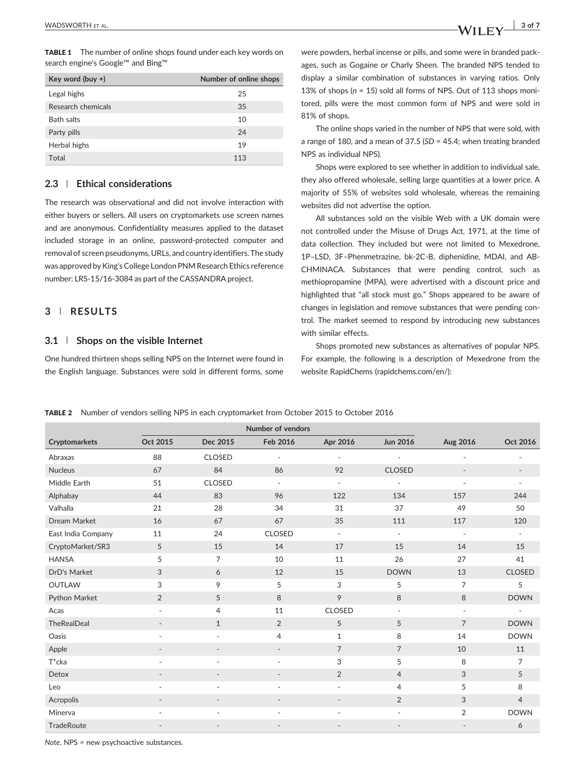**TABLE 1** The number of online shops found under each key words on search engine's Google™ and Bing™

| Key word (buy +) | Number of online shops |
|---|---|
| Legal highs | 25 |
| Research chemicals | 35 |
| Bath salts | 10 |
| Party pills | 24 |
| Herbal highs | 19 |
| Total | 113 |

### 2.3 | Ethical considerations

The research was observational and did not involve interaction with either buyers or sellers. All users on cryptomarkets use screen names and are anonymous. Confidentiality measures applied to the dataset included storage in an online, password-protected computer and removal of screen pseudonyms, URLs, and country identifiers. The study was approved by King's College London PNM Research Ethics reference number: LRS-15/16-3084 as part of the CASSANDRA project.

## 3 | RESULTS

### 3.1 | Shops on the visible Internet

One hundred thirteen shops selling NPS on the Internet were found in the English language. Substances were sold in different forms, some were powders, herbal incense or pills, and some were in branded packages, such as Gogaine or Charly Sheen. The branded NPS tended to display a similar combination of substances in varying ratios. Only 13% of shops (*n* = 15) sold all forms of NPS. Out of 113 shops monitored, pills were the most common form of NPS and were sold in 81% of shops.

The online shops varied in the number of NPS that were sold, with a range of 180, and a mean of 37.5 (*SD* = 45.4; when treating branded NPS as individual NPS).

Shops were explored to see whether in addition to individual sale, they also offered wholesale, selling large quantities at a lower price. A majority of 55% of websites sold wholesale, whereas the remaining websites did not advertise the option.

All substances sold on the visible Web with a UK domain were not controlled under the Misuse of Drugs Act, 1971, at the time of data collection. They included but were not limited to Mexedrone, 1P–LSD, 3F–Phenmetrazine, bk-2C-B, diphenidine, MDAI, and AB-CHMINACA. Substances that were pending control, such as methiopropamine (MPA), were advertised with a discount price and highlighted that "all stock must go." Shops appeared to be aware of changes in legislation and remove substances that were pending control. The market seemed to respond by introducing new substances with similar effects.

Shops promoted new substances as alternatives of popular NPS. For example, the following is a description of Mexedrone from the website RapidChems (rapidchems.com/en/):

**TABLE 2** Number of vendors selling NPS in each cryptomarket from October 2015 to October 2016

| | Number of vendors | | | | | | |
|---|---|---|---|---|---|---|---|
| Cryptomarkets | Oct 2015 | Dec 2015 | Feb 2016 | Apr 2016 | Jun 2016 | Aug 2016 | Oct 2016 |
| Abraxas | 88 | CLOSED | - | - | - | - | - |
| Nucleus | 67 | 84 | 86 | 92 | CLOSED | - | - |
| Middle Earth | 51 | CLOSED | - | - | - | - | - |
| Alphabay | 44 | 83 | 96 | 122 | 134 | 157 | 244 |
| Valhalla | 21 | 28 | 34 | 31 | 37 | 49 | 50 |
| Dream Market | 16 | 67 | 67 | 35 | 111 | 117 | 120 |
| East India Company | 11 | 24 | CLOSED | - | - | - | - |
| CryptoMarket/SR3 | 5 | 15 | 14 | 17 | 15 | 14 | 15 |
| HANSA | 5 | 7 | 10 | 11 | 26 | 27 | 41 |
| DrD's Market | 3 | 6 | 12 | 15 | DOWN | 13 | CLOSED |
| OUTLAW | 3 | 9 | 5 | 3 | 5 | 7 | 5 |
| Python Market | 2 | 5 | 8 | 9 | 8 | 8 | DOWN |
| Acas | - | 4 | 11 | CLOSED | - | - | - |
| TheRealDeal | - | 1 | 2 | 5 | 5 | 7 | DOWN |
| Oasis | - | - | 4 | 1 | 8 | 14 | DOWN |
| Apple | - | - | - | 7 | 7 | 10 | 11 |
| T*cka | - | - | - | 3 | 5 | 8 | 7 |
| Detox | - | - | - | 2 | 4 | 3 | 5 |
| Leo | - | - | - | - | 4 | 5 | 8 |
| Acropolis | - | - | - | - | 2 | 3 | 4 |
| Minerva | - | - | - | - | - | 2 | DOWN |
| TradeRoute | - | - | - | - | - | - | 6 |

*Note.* NPS = new psychoactive substances.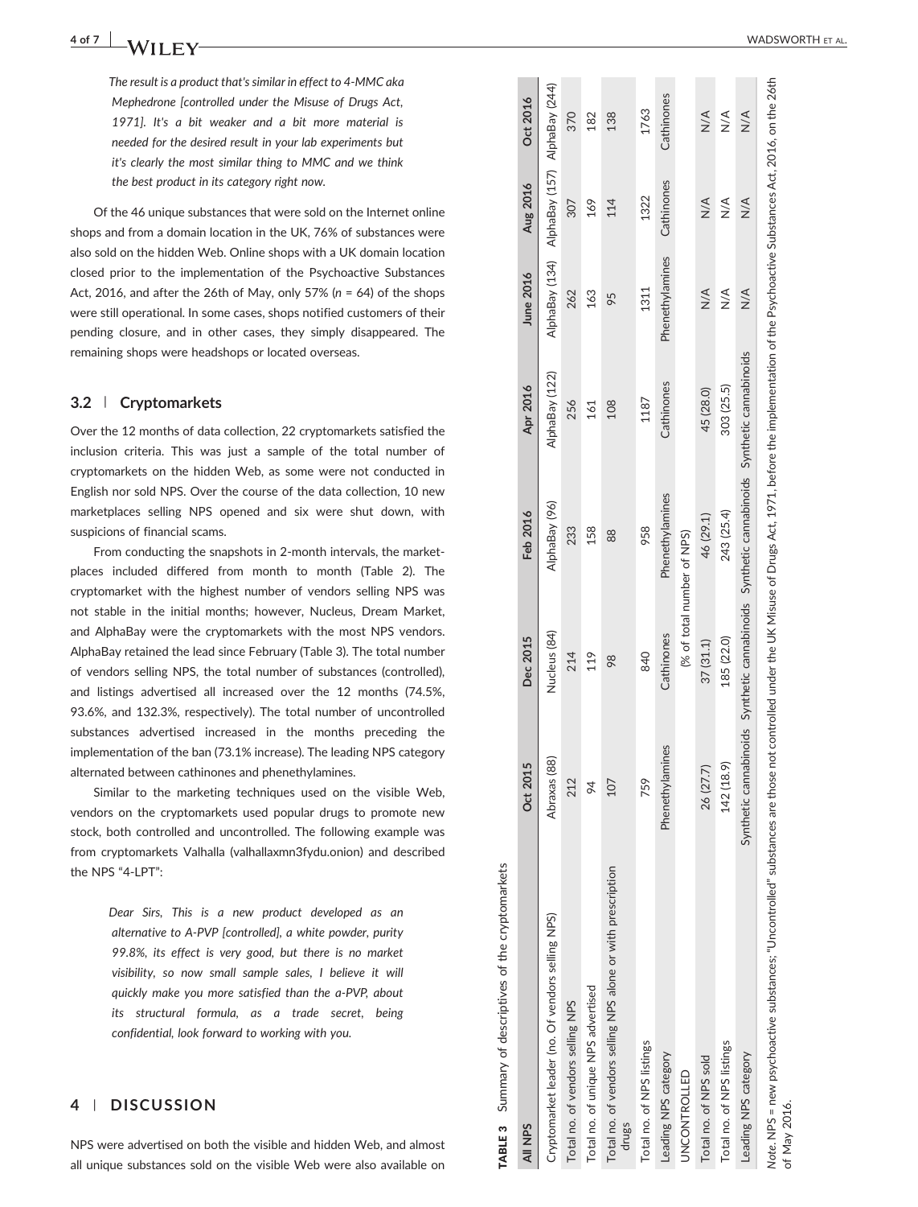> *The result is a product that's similar in effect to 4-MMC aka Mephedrone [controlled under the Misuse of Drugs Act, 1971]. It's a bit weaker and a bit more material is needed for the desired result in your lab experiments but it's clearly the most similar thing to MMC and we think the best product in its category right now.*

Of the 46 unique substances that were sold on the Internet online shops and from a domain location in the UK, 76% of substances were also sold on the hidden Web. Online shops with a UK domain location closed prior to the implementation of the Psychoactive Substances Act, 2016, and after the 26th of May, only 57% ($n$ = 64) of the shops were still operational. In some cases, shops notified customers of their pending closure, and in other cases, they simply disappeared. The remaining shops were headshops or located overseas.

### 3.2 | Cryptomarkets

Over the 12 months of data collection, 22 cryptomarkets satisfied the inclusion criteria. This was just a sample of the total number of cryptomarkets on the hidden Web, as some were not conducted in English nor sold NPS. Over the course of the data collection, 10 new marketplaces selling NPS opened and six were shut down, with suspicions of financial scams.

From conducting the snapshots in 2-month intervals, the marketplaces included differed from month to month (Table 2). The cryptomarket with the highest number of vendors selling NPS was not stable in the initial months; however, Nucleus, Dream Market, and AlphaBay were the cryptomarkets with the most NPS vendors. AlphaBay retained the lead since February (Table 3). The total number of vendors selling NPS, the total number of substances (controlled), and listings advertised all increased over the 12 months (74.5%, 93.6%, and 132.3%, respectively). The total number of uncontrolled substances advertised increased in the months preceding the implementation of the ban (73.1% increase). The leading NPS category alternated between cathinones and phenethylamines.

Similar to the marketing techniques used on the visible Web, vendors on the cryptomarkets used popular drugs to promote new stock, both controlled and uncontrolled. The following example was from cryptomarkets Valhalla (valhallaxmn3fydu.onion) and described the NPS "4-LPT":

> *Dear Sirs, This is a new product developed as an alternative to A-PVP [controlled], a white powder, purity 99.8%, its effect is very good, but there is no market visibility, so now small sample sales, I believe it will quickly make you more satisfied than the a-PVP, about its structural formula, as a trade secret, being confidential, look forward to working with you.*

**TABLE 3** Summary of descriptives of the cryptomarkets

| All NPS | Oct 2015 | Dec 2015 | Feb 2016 | Apr 2016 | June 2016 | Aug 2016 | Oct 2016 |
|---|---|---|---|---|---|---|---|
| Cryptomarket leader (no. Of vendors selling NPS) | Abraxas (88) | Nucleus (84) | AlphaBay (96) | AlphaBay (122) | AlphaBay (134) | AlphaBay (157) | AlphaBay (244) |
| Total no. of vendors selling NPS | 212 | 214 | 233 | 256 | 262 | 307 | 370 |
| Total no. of unique NPS advertised | 94 | 119 | 158 | 161 | 163 | 169 | 182 |
| Total no. of vendors selling NPS alone or with prescription drugs | 107 | 98 | 88 | 108 | 95 | 114 | 138 |
| Total no. of NPS listings | 759 | 840 | 958 | 1187 | 1311 | 1322 | 1763 |
| Leading NPS category | Phenethylamines | Cathinones | Phenethylamines | Cathinones | Phenethylamines | Cathinones | Cathinones |
| UNCONTROLLED | | (% of total number of NPS) | | | | | |
| Total no. of NPS sold | 26 (27.7) | 37 (31.1) | 46 (29.1) | 45 (28.0) | N/A | N/A | N/A |
| Total no. of NPS listings | 142 (18.9) | 185 (22.0) | 243 (25.4) | 303 (25.5) | N/A | N/A | N/A |
| Leading NPS category | Synthetic cannabinoids | Synthetic cannabinoids | Synthetic cannabinoids | Synthetic cannabinoids | N/A | N/A | N/A |

*Note*. NPS = new psychoactive substances; "Uncontrolled" substances are those not controlled under the UK Misuse of Drugs Act, 1971, before the implementation of the Psychoactive Substances Act, 2016, on the 26th of May 2016.

## 4 | DISCUSSION

NPS were advertised on both the visible and hidden Web, and almost all unique substances sold on the visible Web were also available on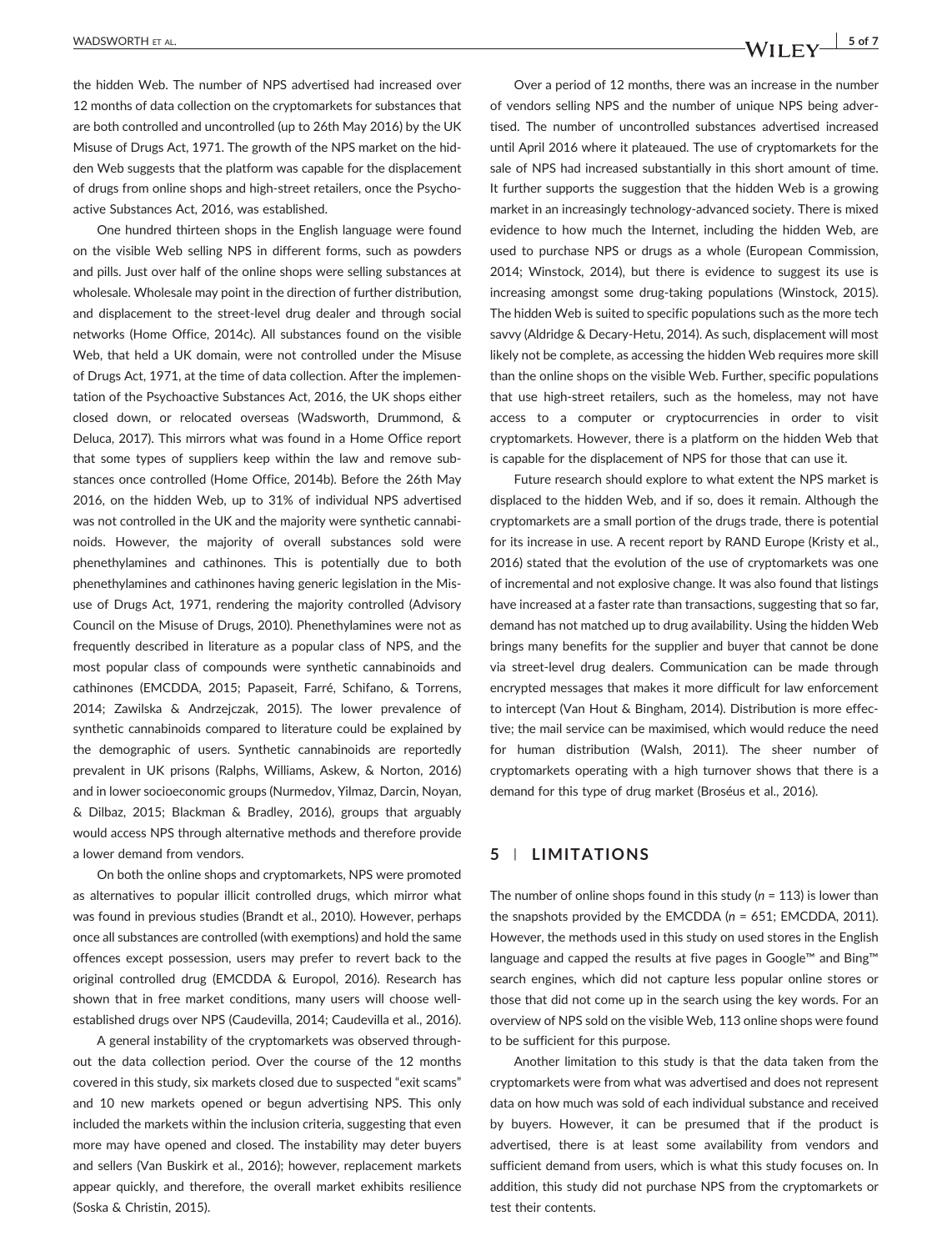the hidden Web. The number of NPS advertised had increased over 12 months of data collection on the cryptomarkets for substances that are both controlled and uncontrolled (up to 26th May 2016) by the UK Misuse of Drugs Act, 1971. The growth of the NPS market on the hidden Web suggests that the platform was capable for the displacement of drugs from online shops and high-street retailers, once the Psychoactive Substances Act, 2016, was established.

One hundred thirteen shops in the English language were found on the visible Web selling NPS in different forms, such as powders and pills. Just over half of the online shops were selling substances at wholesale. Wholesale may point in the direction of further distribution, and displacement to the street-level drug dealer and through social networks (Home Office, 2014c). All substances found on the visible Web, that held a UK domain, were not controlled under the Misuse of Drugs Act, 1971, at the time of data collection. After the implementation of the Psychoactive Substances Act, 2016, the UK shops either closed down, or relocated overseas (Wadsworth, Drummond, & Deluca, 2017). This mirrors what was found in a Home Office report that some types of suppliers keep within the law and remove substances once controlled (Home Office, 2014b). Before the 26th May 2016, on the hidden Web, up to 31% of individual NPS advertised was not controlled in the UK and the majority were synthetic cannabinoids. However, the majority of overall substances sold were phenethylamines and cathinones. This is potentially due to both phenethylamines and cathinones having generic legislation in the Misuse of Drugs Act, 1971, rendering the majority controlled (Advisory Council on the Misuse of Drugs, 2010). Phenethylamines were not as frequently described in literature as a popular class of NPS, and the most popular class of compounds were synthetic cannabinoids and cathinones (EMCDDA, 2015; Papaseit, Farré, Schifano, & Torrens, 2014; Zawilska & Andrzejczak, 2015). The lower prevalence of synthetic cannabinoids compared to literature could be explained by the demographic of users. Synthetic cannabinoids are reportedly prevalent in UK prisons (Ralphs, Williams, Askew, & Norton, 2016) and in lower socioeconomic groups (Nurmedov, Yilmaz, Darcin, Noyan, & Dilbaz, 2015; Blackman & Bradley, 2016), groups that arguably would access NPS through alternative methods and therefore provide a lower demand from vendors.

On both the online shops and cryptomarkets, NPS were promoted as alternatives to popular illicit controlled drugs, which mirror what was found in previous studies (Brandt et al., 2010). However, perhaps once all substances are controlled (with exemptions) and hold the same offences except possession, users may prefer to revert back to the original controlled drug (EMCDDA & Europol, 2016). Research has shown that in free market conditions, many users will choose well-established drugs over NPS (Caudevilla, 2014; Caudevilla et al., 2016).

A general instability of the cryptomarkets was observed throughout the data collection period. Over the course of the 12 months covered in this study, six markets closed due to suspected "exit scams" and 10 new markets opened or begun advertising NPS. This only included the markets within the inclusion criteria, suggesting that even more may have opened and closed. The instability may deter buyers and sellers (Van Buskirk et al., 2016); however, replacement markets appear quickly, and therefore, the overall market exhibits resilience (Soska & Christin, 2015).

Over a period of 12 months, there was an increase in the number of vendors selling NPS and the number of unique NPS being advertised. The number of uncontrolled substances advertised increased until April 2016 where it plateaued. The use of cryptomarkets for the sale of NPS had increased substantially in this short amount of time. It further supports the suggestion that the hidden Web is a growing market in an increasingly technology-advanced society. There is mixed evidence to how much the Internet, including the hidden Web, are used to purchase NPS or drugs as a whole (European Commission, 2014; Winstock, 2014), but there is evidence to suggest its use is increasing amongst some drug-taking populations (Winstock, 2015). The hidden Web is suited to specific populations such as the more tech savvy (Aldridge & Decary-Hetu, 2014). As such, displacement will most likely not be complete, as accessing the hidden Web requires more skill than the online shops on the visible Web. Further, specific populations that use high-street retailers, such as the homeless, may not have access to a computer or cryptocurrencies in order to visit cryptomarkets. However, there is a platform on the hidden Web that is capable for the displacement of NPS for those that can use it.

Future research should explore to what extent the NPS market is displaced to the hidden Web, and if so, does it remain. Although the cryptomarkets are a small portion of the drugs trade, there is potential for its increase in use. A recent report by RAND Europe (Kristy et al., 2016) stated that the evolution of the use of cryptomarkets was one of incremental and not explosive change. It was also found that listings have increased at a faster rate than transactions, suggesting that so far, demand has not matched up to drug availability. Using the hidden Web brings many benefits for the supplier and buyer that cannot be done via street-level drug dealers. Communication can be made through encrypted messages that makes it more difficult for law enforcement to intercept (Van Hout & Bingham, 2014). Distribution is more effective; the mail service can be maximised, which would reduce the need for human distribution (Walsh, 2011). The sheer number of cryptomarkets operating with a high turnover shows that there is a demand for this type of drug market (Broséus et al., 2016).

## 5 | LIMITATIONS

The number of online shops found in this study (*n* = 113) is lower than the snapshots provided by the EMCDDA (*n* = 651; EMCDDA, 2011). However, the methods used in this study on used stores in the English language and capped the results at five pages in Google™ and Bing™ search engines, which did not capture less popular online stores or those that did not come up in the search using the key words. For an overview of NPS sold on the visible Web, 113 online shops were found to be sufficient for this purpose.

Another limitation to this study is that the data taken from the cryptomarkets were from what was advertised and does not represent data on how much was sold of each individual substance and received by buyers. However, it can be presumed that if the product is advertised, there is at least some availability from vendors and sufficient demand from users, which is what this study focuses on. In addition, this study did not purchase NPS from the cryptomarkets or test their contents.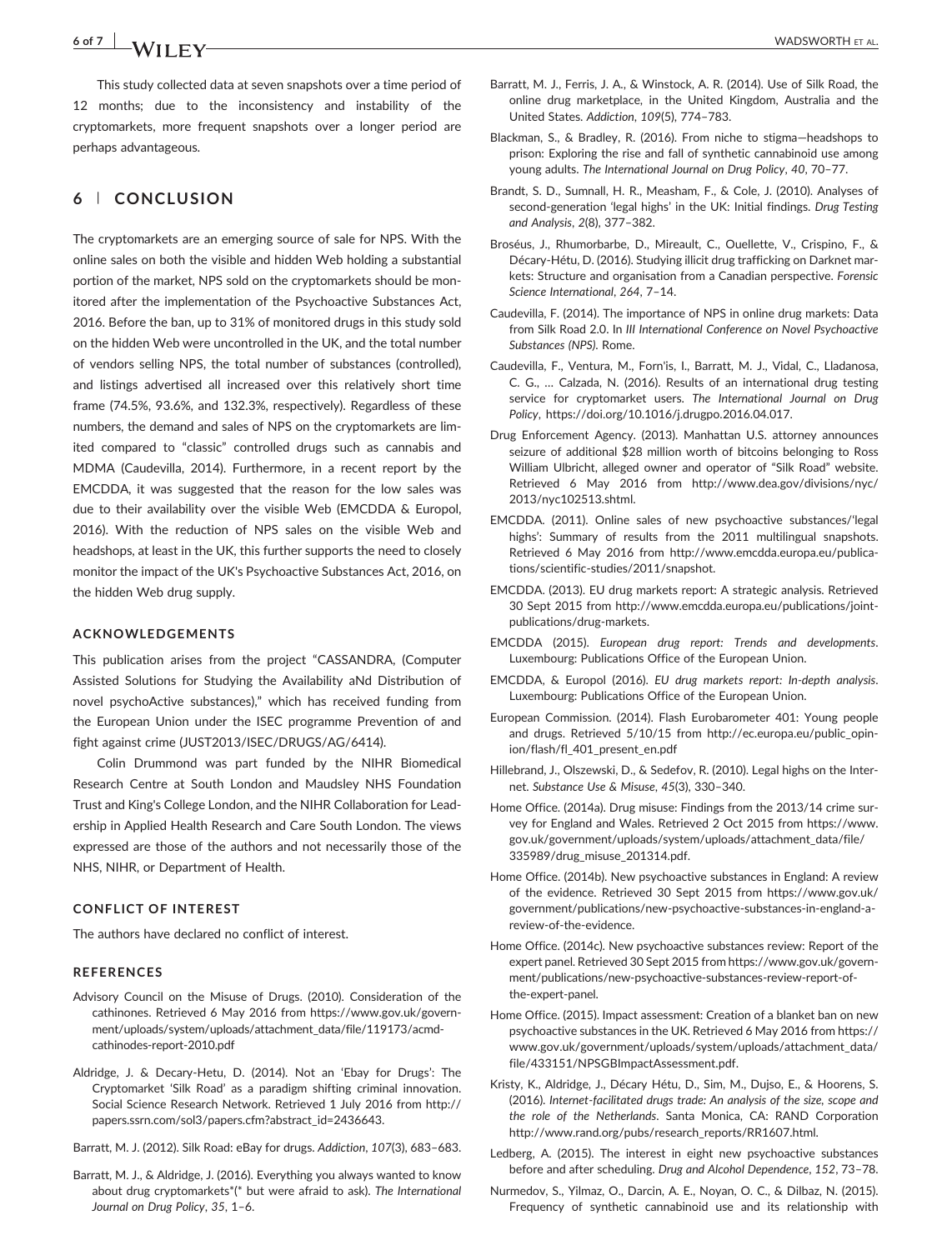This study collected data at seven snapshots over a time period of 12 months; due to the inconsistency and instability of the cryptomarkets, more frequent snapshots over a longer period are perhaps advantageous.

## 6 | CONCLUSION

The cryptomarkets are an emerging source of sale for NPS. With the online sales on both the visible and hidden Web holding a substantial portion of the market, NPS sold on the cryptomarkets should be monitored after the implementation of the Psychoactive Substances Act, 2016. Before the ban, up to 31% of monitored drugs in this study sold on the hidden Web were uncontrolled in the UK, and the total number of vendors selling NPS, the total number of substances (controlled), and listings advertised all increased over this relatively short time frame (74.5%, 93.6%, and 132.3%, respectively). Regardless of these numbers, the demand and sales of NPS on the cryptomarkets are limited compared to "classic" controlled drugs such as cannabis and MDMA (Caudevilla, 2014). Furthermore, in a recent report by the EMCDDA, it was suggested that the reason for the low sales was due to their availability over the visible Web (EMCDDA & Europol, 2016). With the reduction of NPS sales on the visible Web and headshops, at least in the UK, this further supports the need to closely monitor the impact of the UK's Psychoactive Substances Act, 2016, on the hidden Web drug supply.

### ACKNOWLEDGEMENTS

This publication arises from the project "CASSANDRA, (Computer Assisted Solutions for Studying the Availability aNd Distribution of novel psychoActive substances)," which has received funding from the European Union under the ISEC programme Prevention of and fight against crime (JUST2013/ISEC/DRUGS/AG/6414).

Colin Drummond was part funded by the NIHR Biomedical Research Centre at South London and Maudsley NHS Foundation Trust and King's College London, and the NIHR Collaboration for Leadership in Applied Health Research and Care South London. The views expressed are those of the authors and not necessarily those of the NHS, NIHR, or Department of Health.

### CONFLICT OF INTEREST

The authors have declared no conflict of interest.

### REFERENCES

Advisory Council on the Misuse of Drugs. (2010). Consideration of the cathinones. Retrieved 6 May 2016 from https://www.gov.uk/government/uploads/system/uploads/attachment_data/file/119173/acmd-cathinodes-report-2010.pdf

Aldridge, J. & Decary-Hetu, D. (2014). Not an 'Ebay for Drugs': The Cryptomarket 'Silk Road' as a paradigm shifting criminal innovation. Social Science Research Network. Retrieved 1 July 2016 from http://papers.ssrn.com/sol3/papers.cfm?abstract_id=2436643.

Barratt, M. J. (2012). Silk Road: eBay for drugs. *Addiction*, *107*(3), 683–683.

Barratt, M. J., & Aldridge, J. (2016). Everything you always wanted to know about drug cryptomarkets*(* but were afraid to ask). *The International Journal on Drug Policy*, *35*, 1–6.

Barratt, M. J., Ferris, J. A., & Winstock, A. R. (2014). Use of Silk Road, the online drug marketplace, in the United Kingdom, Australia and the United States. *Addiction*, *109*(5), 774–783.

Blackman, S., & Bradley, R. (2016). From niche to stigma—headshops to prison: Exploring the rise and fall of synthetic cannabinoid use among young adults. *The International Journal on Drug Policy*, *40*, 70–77.

Brandt, S. D., Sumnall, H. R., Measham, F., & Cole, J. (2010). Analyses of second-generation 'legal highs' in the UK: Initial findings. *Drug Testing and Analysis*, *2*(8), 377–382.

Broséus, J., Rhumorbarbe, D., Mireault, C., Ouellette, V., Crispino, F., & Décary-Hétu, D. (2016). Studying illicit drug trafficking on Darknet markets: Structure and organisation from a Canadian perspective. *Forensic Science International*, *264*, 7–14.

Caudevilla, F. (2014). The importance of NPS in online drug markets: Data from Silk Road 2.0. In *III International Conference on Novel Psychoactive Substances (NPS)*. Rome.

Caudevilla, F., Ventura, M., Forn'is, I., Barratt, M. J., Vidal, C., Lladanosa, C. G., … Calzada, N. (2016). Results of an international drug testing service for cryptomarket users. *The International Journal on Drug Policy*, https://doi.org/10.1016/j.drugpo.2016.04.017.

Drug Enforcement Agency. (2013). Manhattan U.S. attorney announces seizure of additional $28 million worth of bitcoins belonging to Ross William Ulbricht, alleged owner and operator of "Silk Road" website. Retrieved 6 May 2016 from http://www.dea.gov/divisions/nyc/2013/nyc102513.shtml.

EMCDDA. (2011). Online sales of new psychoactive substances/'legal highs': Summary of results from the 2011 multilingual snapshots. Retrieved 6 May 2016 from http://www.emcdda.europa.eu/publications/scientific-studies/2011/snapshot.

EMCDDA. (2013). EU drug markets report: A strategic analysis. Retrieved 30 Sept 2015 from http://www.emcdda.europa.eu/publications/joint-publications/drug-markets.

EMCDDA (2015). *European drug report: Trends and developments*. Luxembourg: Publications Office of the European Union.

EMCDDA, & Europol (2016). *EU drug markets report: In-depth analysis*. Luxembourg: Publications Office of the European Union.

European Commission. (2014). Flash Eurobarometer 401: Young people and drugs. Retrieved 5/10/15 from http://ec.europa.eu/public_opinion/flash/fl_401_present_en.pdf

Hillebrand, J., Olszewski, D., & Sedefov, R. (2010). Legal highs on the Internet. *Substance Use & Misuse*, *45*(3), 330–340.

Home Office. (2014a). Drug misuse: Findings from the 2013/14 crime survey for England and Wales. Retrieved 2 Oct 2015 from https://www.gov.uk/government/uploads/system/uploads/attachment_data/file/335989/drug_misuse_201314.pdf.

Home Office. (2014b). New psychoactive substances in England: A review of the evidence. Retrieved 30 Sept 2015 from https://www.gov.uk/government/publications/new-psychoactive-substances-in-england-a-review-of-the-evidence.

Home Office. (2014c). New psychoactive substances review: Report of the expert panel. Retrieved 30 Sept 2015 from https://www.gov.uk/government/publications/new-psychoactive-substances-review-report-of-the-expert-panel.

Home Office. (2015). Impact assessment: Creation of a blanket ban on new psychoactive substances in the UK. Retrieved 6 May 2016 from https://www.gov.uk/government/uploads/system/uploads/attachment_data/file/433151/NPSGBImpactAssessment.pdf.

Kristy, K., Aldridge, J., Décary Hétu, D., Sim, M., Dujso, E., & Hoorens, S. (2016). *Internet-facilitated drugs trade: An analysis of the size, scope and the role of the Netherlands*. Santa Monica, CA: RAND Corporation http://www.rand.org/pubs/research_reports/RR1607.html.

Ledberg, A. (2015). The interest in eight new psychoactive substances before and after scheduling. *Drug and Alcohol Dependence*, *152*, 73–78.

Nurmedov, S., Yilmaz, O., Darcin, A. E., Noyan, O. C., & Dilbaz, N. (2015). Frequency of synthetic cannabinoid use and its relationship with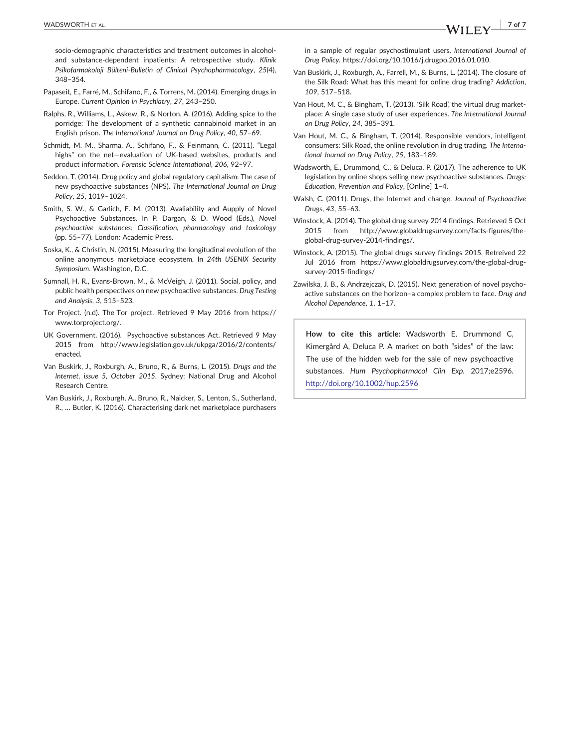socio-demographic characteristics and treatment outcomes in alcohol- and substance-dependent inpatients: A retrospective study. *Klinik Psikofarmakoloji Bülteni-Bulletin of Clinical Psychopharmacology*, *25*(4), 348–354.

Papaseit, E., Farré, M., Schifano, F., & Torrens, M. (2014). Emerging drugs in Europe. *Current Opinion in Psychiatry*, *27*, 243–250.

Ralphs, R., Williams, L., Askew, R., & Norton, A. (2016). Adding spice to the porridge: The development of a synthetic cannabinoid market in an English prison. *The International Journal on Drug Policy*, *40*, 57–69.

Schmidt, M. M., Sharma, A., Schifano, F., & Feinmann, C. (2011). "Legal highs" on the net—evaluation of UK-based websites, products and product information. *Forensic Science International*, *206*, 92–97.

Seddon, T. (2014). Drug policy and global regulatory capitalism: The case of new psychoactive substances (NPS). *The International Journal on Drug Policy*, *25*, 1019–1024.

Smith, S. W., & Garlich, F. M. (2013). Avaliability and Aupply of Novel Psychoactive Substances. In P. Dargan, & D. Wood (Eds.), *Novel psychoactive substances: Classification, pharmacology and toxicology* (pp. 55–77). London: Academic Press.

Soska, K., & Christin, N. (2015). Measuring the longitudinal evolution of the online anonymous marketplace ecosystem. In *24th USENIX Security Symposium*. Washington, D.C.

Sumnall, H. R., Evans-Brown, M., & McVeigh, J. (2011). Social, policy, and public health perspectives on new psychoactive substances. *Drug Testing and Analysis*, *3*, 515–523.

Tor Project. (n.d). The Tor project. Retrieved 9 May 2016 from https://www.torproject.org/.

UK Government. (2016). Psychoactive substances Act. Retrieved 9 May 2015 from http://www.legislation.gov.uk/ukpga/2016/2/contents/enacted.

Van Buskirk, J., Roxburgh, A., Bruno, R., & Burns, L. (2015). *Drugs and the Internet, issue 5, October 2015*. Sydney: National Drug and Alcohol Research Centre.

Van Buskirk, J., Roxburgh, A., Bruno, R., Naicker, S., Lenton, S., Sutherland, R., … Butler, K. (2016). Characterising dark net marketplace purchasers in a sample of regular psychostimulant users. *International Journal of Drug Policy*. https://doi.org/10.1016/j.drugpo.2016.01.010.

Van Buskirk, J., Roxburgh, A., Farrell, M., & Burns, L. (2014). The closure of the Silk Road: What has this meant for online drug trading? *Addiction*, *109*, 517–518.

Van Hout, M. C., & Bingham, T. (2013). 'Silk Road', the virtual drug marketplace: A single case study of user experiences. *The International Journal on Drug Policy*, *24*, 385–391.

Van Hout, M. C., & Bingham, T. (2014). Responsible vendors, intelligent consumers: Silk Road, the online revolution in drug trading. *The International Journal on Drug Policy*, *25*, 183–189.

Wadsworth, E., Drummond, C., & Deluca, P. (2017). The adherence to UK legislation by online shops selling new psychoactive substances. *Drugs: Education, Prevention and Policy*, [Online] 1–4.

Walsh, C. (2011). Drugs, the Internet and change. *Journal of Psychoactive Drugs*, *43*, 55–63.

Winstock, A. (2014). The global drug survey 2014 findings. Retrieved 5 Oct 2015 from http://www.globaldrugsurvey.com/facts-figures/the-global-drug-survey-2014-findings/.

Winstock, A. (2015). The global drugs survey findings 2015. Retreived 22 Jul 2016 from https://www.globaldrugsurvey.com/the-global-drug-survey-2015-findings/

Zawilska, J. B., & Andrzejczak, D. (2015). Next generation of novel psychoactive substances on the horizon–a complex problem to face. *Drug and Alcohol Dependence*, *1*, 1–17.

**How to cite this article:** Wadsworth E, Drummond C, Kimergård A, Deluca P. A market on both "sides" of the law: The use of the hidden web for the sale of new psychoactive substances. *Hum Psychopharmacol Clin Exp*. 2017;e2596. http://doi.org/10.1002/hup.2596